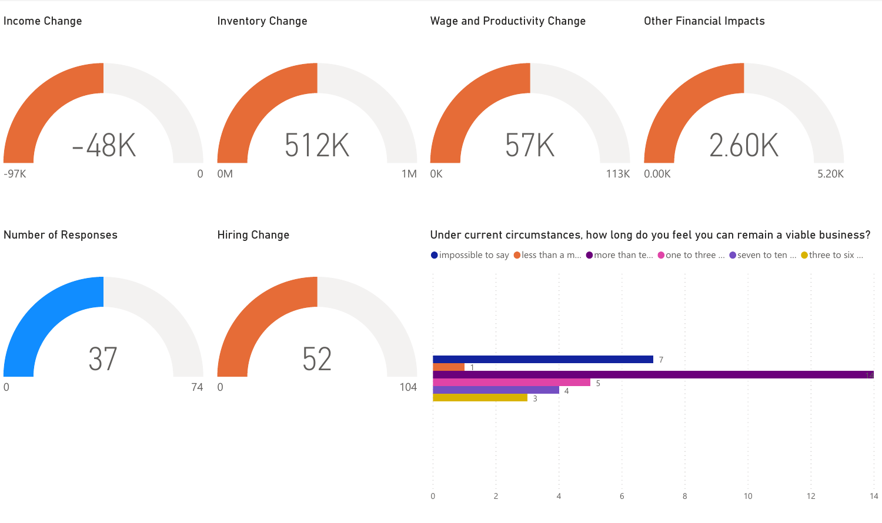## Income Change

-48K

-97K — 0

## Inventory Change

512K

0M — 1M

## Wage and Productivity Change

57K

0K — 113K

## Other Financial Impacts

2.60K

0.00K — 5.20K

## Number of Responses

37

0 — 74

## Hiring Change

52

0 — 104

## Under current circumstances, how long do you feel you can remain a viable business?

| Response | Count |
|---|---|
| impossible to say | 7 |
| less than a m... | 1 |
| more than te... | 14 |
| one to three ... | 5 |
| seven to ten ... | 4 |
| three to six ... | 3 |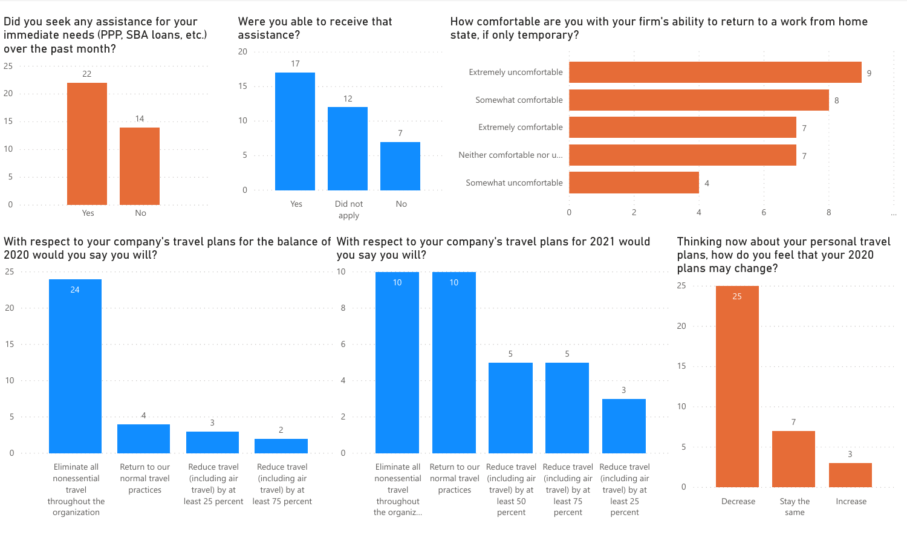Did you seek any assistance for your immediate needs (PPP, SBA loans, etc.) over the past month?

25
20
15
10
5
0

22
14
Yes
No

Were you able to receive that assistance?

20
15
10
5
0

17
12
7
Yes
Did not apply
No

How comfortable are you with your firm's ability to return to a work from home state, if only temporary?

Extremely uncomfortable 9
Somewhat comfortable 8
Extremely comfortable 7
Neither comfortable nor u... 7
Somewhat uncomfortable 4

0
2
4
6
8

With respect to your company's travel plans for the balance of 2020 would you say you will?

25
20
15
10
5
0

24
4
3
2
Eliminate all nonessential travel throughout the organization
Return to our normal travel practices
Reduce travel (including air travel) by at least 25 percent
Reduce travel (including air travel) by at least 75 percent

With respect to your company's travel plans for 2021 would you say you will?

10
8
6
4
2
0

10
10
5
5
3
Eliminate all nonessential travel throughout the organiz...
Return to our normal travel practices
Reduce travel (including air travel) by at least 50 percent
Reduce travel (including air travel) by at least 75 percent
Reduce travel (including air travel) by at least 25 percent

Thinking now about your personal travel plans, how do you feel that your 2020 plans may change?

25
20
15
10
5
0

25
7
3
Decrease
Stay the same
Increase